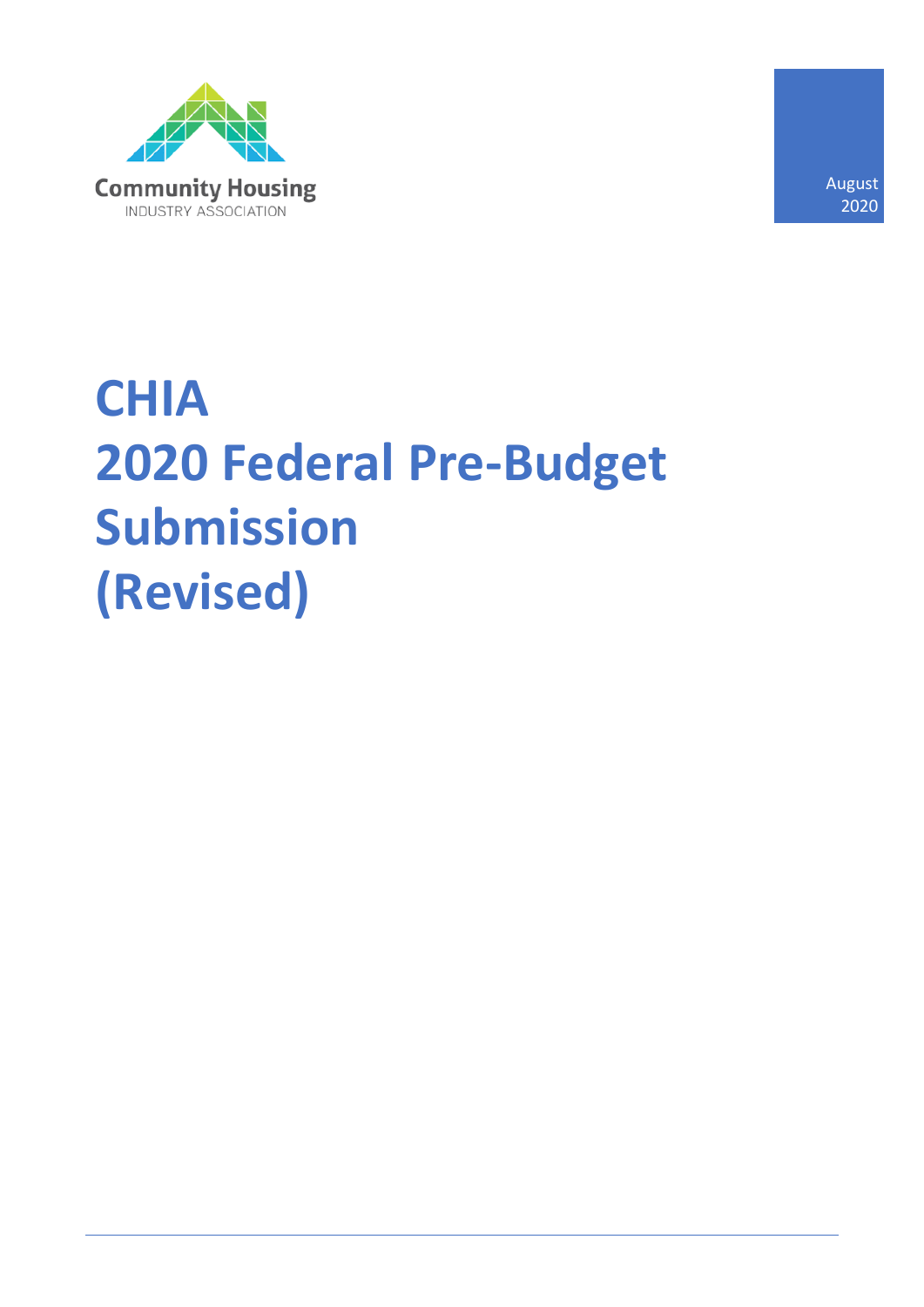Community Housing
INDUSTRY ASSOCIATION

August 2020

# CHIA 2020 Federal Pre-Budget Submission (Revised)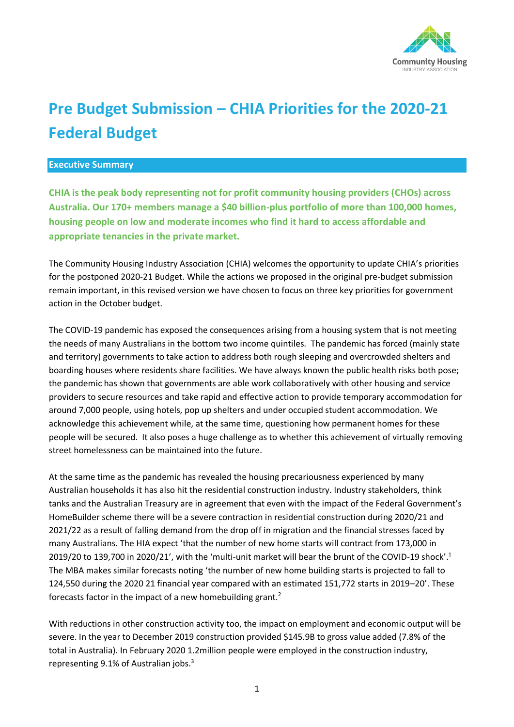# Pre Budget Submission – CHIA Priorities for the 2020-21 Federal Budget

## Executive Summary

**CHIA is the peak body representing not for profit community housing providers (CHOs) across Australia. Our 170+ members manage a $40 billion-plus portfolio of more than 100,000 homes, housing people on low and moderate incomes who find it hard to access affordable and appropriate tenancies in the private market.**

The Community Housing Industry Association (CHIA) welcomes the opportunity to update CHIA's priorities for the postponed 2020-21 Budget. While the actions we proposed in the original pre-budget submission remain important, in this revised version we have chosen to focus on three key priorities for government action in the October budget.

The COVID-19 pandemic has exposed the consequences arising from a housing system that is not meeting the needs of many Australians in the bottom two income quintiles. The pandemic has forced (mainly state and territory) governments to take action to address both rough sleeping and overcrowded shelters and boarding houses where residents share facilities. We have always known the public health risks both pose; the pandemic has shown that governments are able work collaboratively with other housing and service providers to secure resources and take rapid and effective action to provide temporary accommodation for around 7,000 people, using hotels, pop up shelters and under occupied student accommodation. We acknowledge this achievement while, at the same time, questioning how permanent homes for these people will be secured. It also poses a huge challenge as to whether this achievement of virtually removing street homelessness can be maintained into the future.

At the same time as the pandemic has revealed the housing precariousness experienced by many Australian households it has also hit the residential construction industry. Industry stakeholders, think tanks and the Australian Treasury are in agreement that even with the impact of the Federal Government's HomeBuilder scheme there will be a severe contraction in residential construction during 2020/21 and 2021/22 as a result of falling demand from the drop off in migration and the financial stresses faced by many Australians. The HIA expect 'that the number of new home starts will contract from 173,000 in 2019/20 to 139,700 in 2020/21', with the 'multi-unit market will bear the brunt of the COVID-19 shock'.[1] The MBA makes similar forecasts noting 'the number of new home building starts is projected to fall to 124,550 during the 2020 21 financial year compared with an estimated 151,772 starts in 2019–20'. These forecasts factor in the impact of a new homebuilding grant.[2]

With reductions in other construction activity too, the impact on employment and economic output will be severe. In the year to December 2019 construction provided $145.9B to gross value added (7.8% of the total in Australia). In February 2020 1.2million people were employed in the construction industry, representing 9.1% of Australian jobs.[3]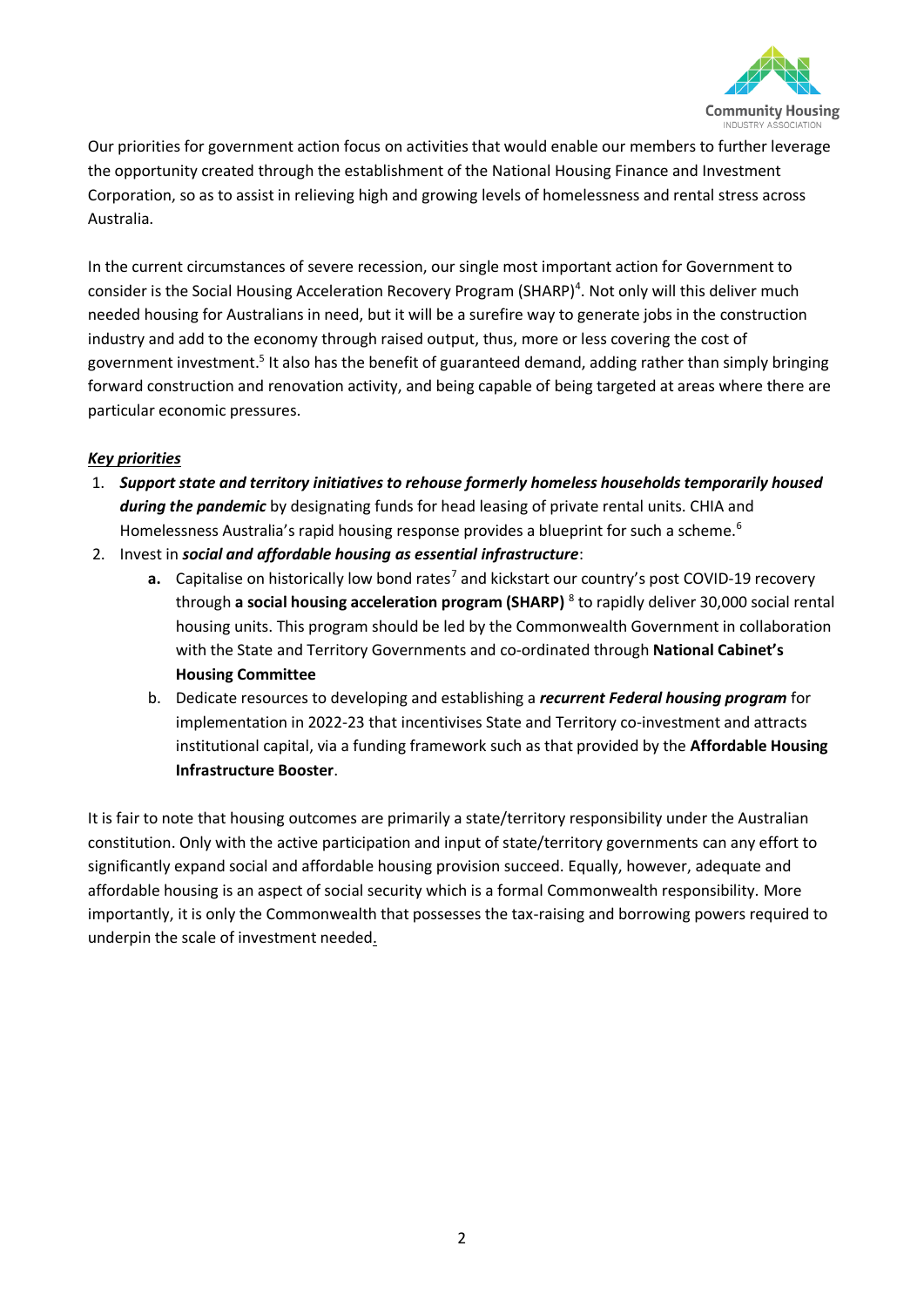Our priorities for government action focus on activities that would enable our members to further leverage the opportunity created through the establishment of the National Housing Finance and Investment Corporation, so as to assist in relieving high and growing levels of homelessness and rental stress across Australia.

In the current circumstances of severe recession, our single most important action for Government to consider is the Social Housing Acceleration Recovery Program (SHARP)[4]. Not only will this deliver much needed housing for Australians in need, but it will be a surefire way to generate jobs in the construction industry and add to the economy through raised output, thus, more or less covering the cost of government investment.[5] It also has the benefit of guaranteed demand, adding rather than simply bringing forward construction and renovation activity, and being capable of being targeted at areas where there are particular economic pressures.

***Key priorities***

1. ***Support state and territory initiatives to rehouse formerly homeless households temporarily housed during the pandemic*** by designating funds for head leasing of private rental units. CHIA and Homelessness Australia's rapid housing response provides a blueprint for such a scheme.[6]
2. Invest in ***social and affordable housing as essential infrastructure***:
   - **a.** Capitalise on historically low bond rates[7] and kickstart our country's post COVID-19 recovery through **a social housing acceleration program (SHARP)** [8] to rapidly deliver 30,000 social rental housing units. This program should be led by the Commonwealth Government in collaboration with the State and Territory Governments and co-ordinated through **National Cabinet's Housing Committee**
   - b. Dedicate resources to developing and establishing a ***recurrent Federal housing program*** for implementation in 2022-23 that incentivises State and Territory co-investment and attracts institutional capital, via a funding framework such as that provided by the **Affordable Housing Infrastructure Booster**.

It is fair to note that housing outcomes are primarily a state/territory responsibility under the Australian constitution. Only with the active participation and input of state/territory governments can any effort to significantly expand social and affordable housing provision succeed. Equally, however, adequate and affordable housing is an aspect of social security which is a formal Commonwealth responsibility. More importantly, it is only the Commonwealth that possesses the tax-raising and borrowing powers required to underpin the scale of investment needed.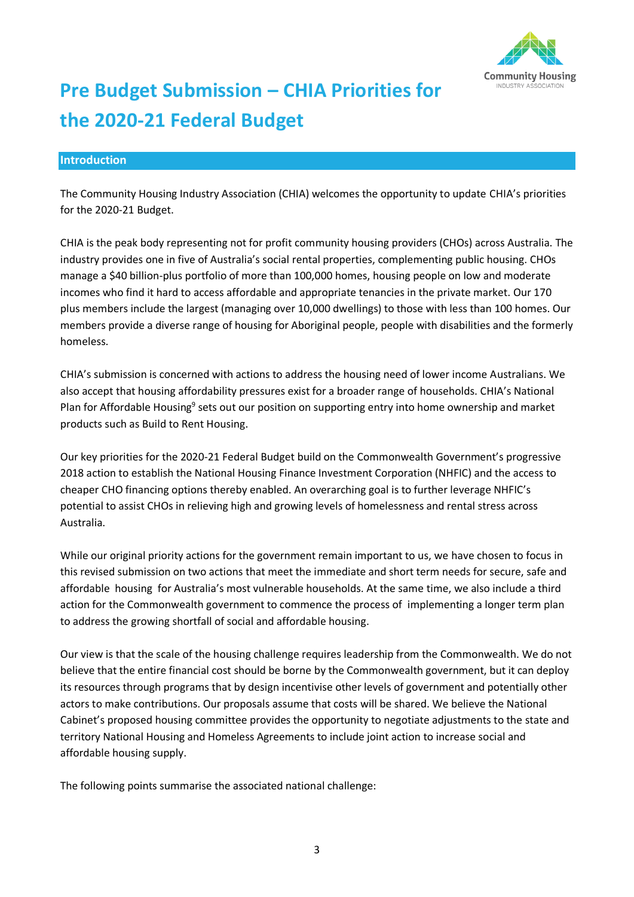# Pre Budget Submission – CHIA Priorities for the 2020-21 Federal Budget

## Introduction

The Community Housing Industry Association (CHIA) welcomes the opportunity to update CHIA's priorities for the 2020-21 Budget.

CHIA is the peak body representing not for profit community housing providers (CHOs) across Australia. The industry provides one in five of Australia's social rental properties, complementing public housing. CHOs manage a $40 billion-plus portfolio of more than 100,000 homes, housing people on low and moderate incomes who find it hard to access affordable and appropriate tenancies in the private market. Our 170 plus members include the largest (managing over 10,000 dwellings) to those with less than 100 homes. Our members provide a diverse range of housing for Aboriginal people, people with disabilities and the formerly homeless.

CHIA's submission is concerned with actions to address the housing need of lower income Australians. We also accept that housing affordability pressures exist for a broader range of households. CHIA's National Plan for Affordable Housing[9] sets out our position on supporting entry into home ownership and market products such as Build to Rent Housing.

Our key priorities for the 2020-21 Federal Budget build on the Commonwealth Government's progressive 2018 action to establish the National Housing Finance Investment Corporation (NHFIC) and the access to cheaper CHO financing options thereby enabled. An overarching goal is to further leverage NHFIC's potential to assist CHOs in relieving high and growing levels of homelessness and rental stress across Australia.

While our original priority actions for the government remain important to us, we have chosen to focus in this revised submission on two actions that meet the immediate and short term needs for secure, safe and affordable housing for Australia's most vulnerable households. At the same time, we also include a third action for the Commonwealth government to commence the process of implementing a longer term plan to address the growing shortfall of social and affordable housing.

Our view is that the scale of the housing challenge requires leadership from the Commonwealth. We do not believe that the entire financial cost should be borne by the Commonwealth government, but it can deploy its resources through programs that by design incentivise other levels of government and potentially other actors to make contributions. Our proposals assume that costs will be shared. We believe the National Cabinet's proposed housing committee provides the opportunity to negotiate adjustments to the state and territory National Housing and Homeless Agreements to include joint action to increase social and affordable housing supply.

The following points summarise the associated national challenge: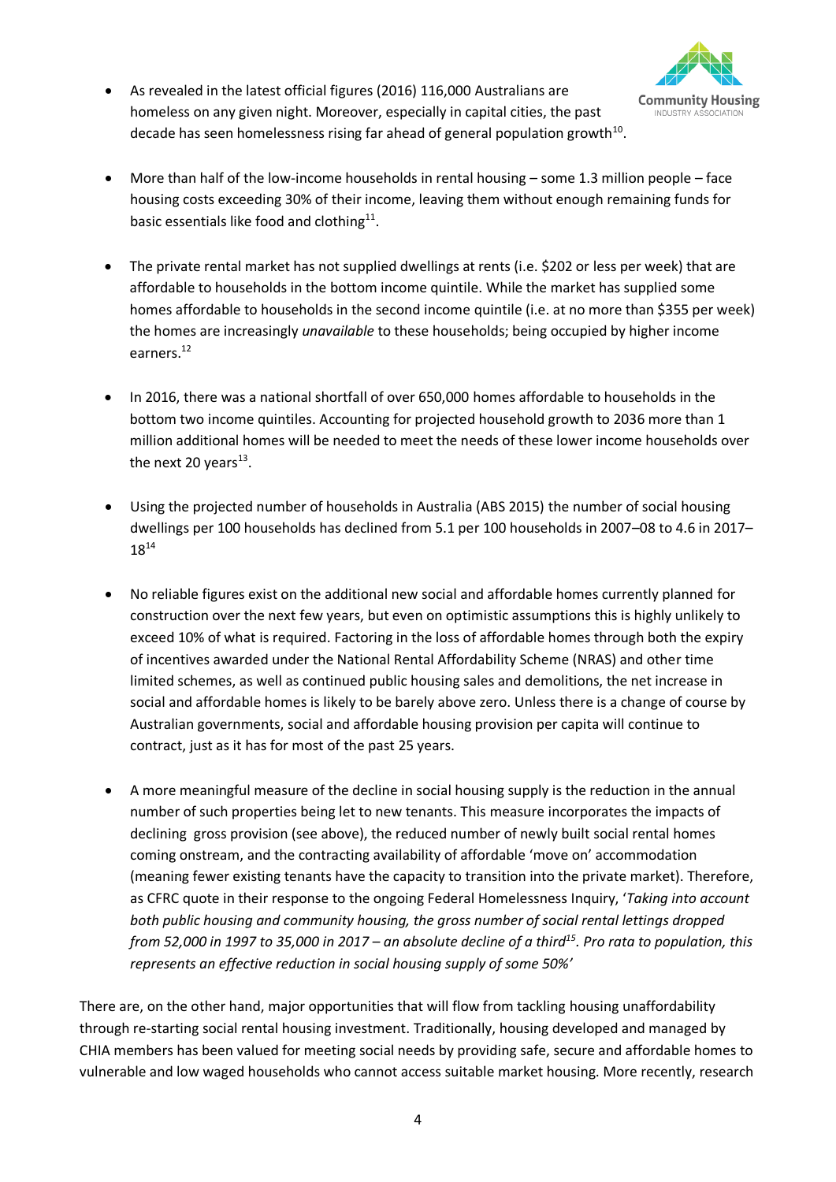- As revealed in the latest official figures (2016) 116,000 Australians are homeless on any given night. Moreover, especially in capital cities, the past decade has seen homelessness rising far ahead of general population growth[10].

- More than half of the low-income households in rental housing – some 1.3 million people – face housing costs exceeding 30% of their income, leaving them without enough remaining funds for basic essentials like food and clothing[11].

- The private rental market has not supplied dwellings at rents (i.e. $202 or less per week) that are affordable to households in the bottom income quintile. While the market has supplied some homes affordable to households in the second income quintile (i.e. at no more than $355 per week) the homes are increasingly *unavailable* to these households; being occupied by higher income earners.[12]

- In 2016, there was a national shortfall of over 650,000 homes affordable to households in the bottom two income quintiles. Accounting for projected household growth to 2036 more than 1 million additional homes will be needed to meet the needs of these lower income households over the next 20 years[13].

- Using the projected number of households in Australia (ABS 2015) the number of social housing dwellings per 100 households has declined from 5.1 per 100 households in 2007–08 to 4.6 in 2017–18[14]

- No reliable figures exist on the additional new social and affordable homes currently planned for construction over the next few years, but even on optimistic assumptions this is highly unlikely to exceed 10% of what is required. Factoring in the loss of affordable homes through both the expiry of incentives awarded under the National Rental Affordability Scheme (NRAS) and other time limited schemes, as well as continued public housing sales and demolitions, the net increase in social and affordable homes is likely to be barely above zero. Unless there is a change of course by Australian governments, social and affordable housing provision per capita will continue to contract, just as it has for most of the past 25 years.

- A more meaningful measure of the decline in social housing supply is the reduction in the annual number of such properties being let to new tenants. This measure incorporates the impacts of declining gross provision (see above), the reduced number of newly built social rental homes coming onstream, and the contracting availability of affordable 'move on' accommodation (meaning fewer existing tenants have the capacity to transition into the private market). Therefore, as CFRC quote in their response to the ongoing Federal Homelessness Inquiry, '*Taking into account both public housing and community housing, the gross number of social rental lettings dropped from 52,000 in 1997 to 35,000 in 2017 – an absolute decline of a third[15]. Pro rata to population, this represents an effective reduction in social housing supply of some 50%*'

There are, on the other hand, major opportunities that will flow from tackling housing unaffordability through re-starting social rental housing investment. Traditionally, housing developed and managed by CHIA members has been valued for meeting social needs by providing safe, secure and affordable homes to vulnerable and low waged households who cannot access suitable market housing. More recently, research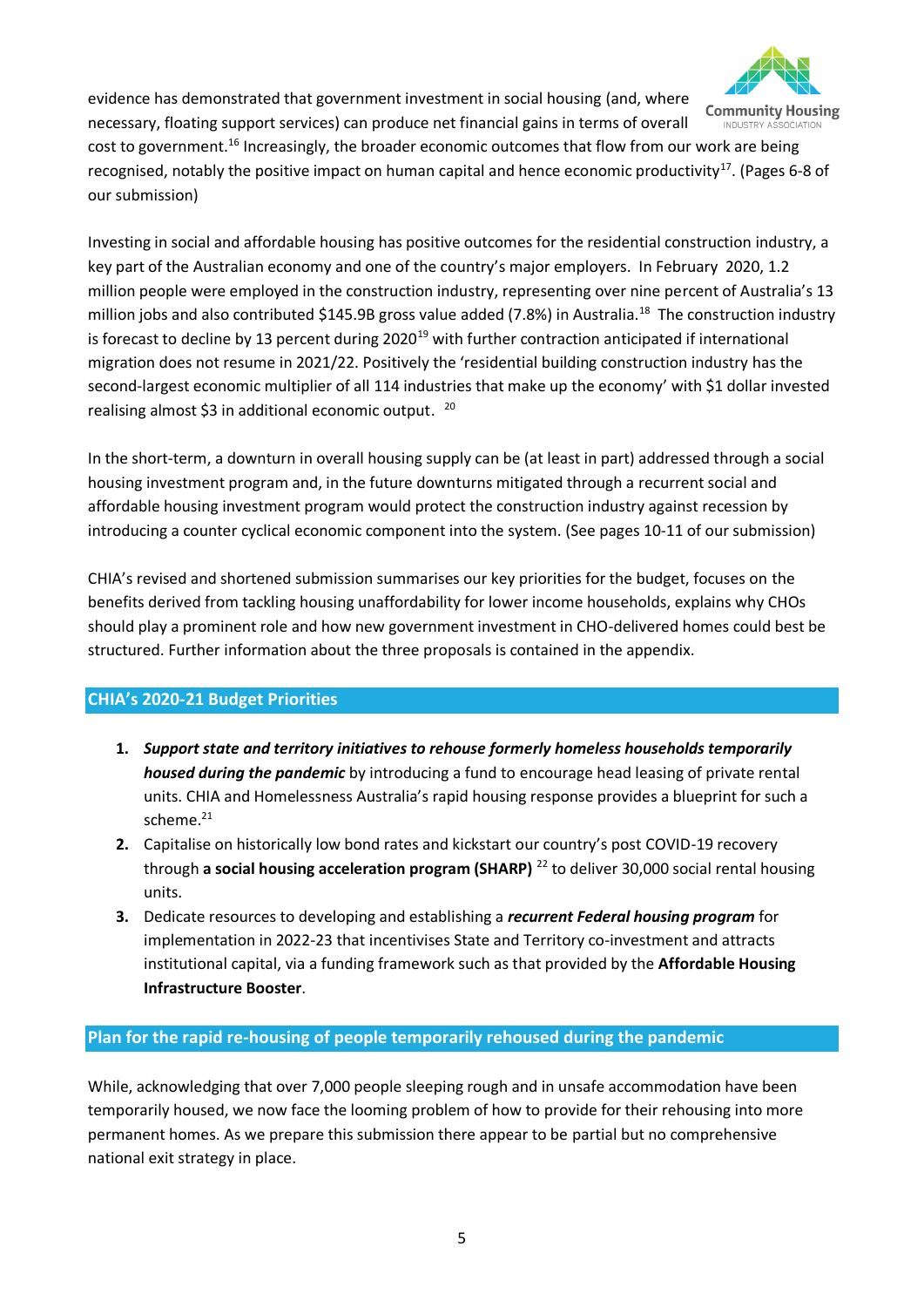evidence has demonstrated that government investment in social housing (and, where necessary, floating support services) can produce net financial gains in terms of overall cost to government.[16] Increasingly, the broader economic outcomes that flow from our work are being recognised, notably the positive impact on human capital and hence economic productivity[17]. (Pages 6-8 of our submission)

Investing in social and affordable housing has positive outcomes for the residential construction industry, a key part of the Australian economy and one of the country's major employers. In February 2020, 1.2 million people were employed in the construction industry, representing over nine percent of Australia's 13 million jobs and also contributed $145.9B gross value added (7.8%) in Australia.[18] The construction industry is forecast to decline by 13 percent during 2020[19] with further contraction anticipated if international migration does not resume in 2021/22. Positively the 'residential building construction industry has the second-largest economic multiplier of all 114 industries that make up the economy' with $1 dollar invested realising almost $3 in additional economic output. [20]

In the short-term, a downturn in overall housing supply can be (at least in part) addressed through a social housing investment program and, in the future downturns mitigated through a recurrent social and affordable housing investment program would protect the construction industry against recession by introducing a counter cyclical economic component into the system. (See pages 10-11 of our submission)

CHIA's revised and shortened submission summarises our key priorities for the budget, focuses on the benefits derived from tackling housing unaffordability for lower income households, explains why CHOs should play a prominent role and how new government investment in CHO-delivered homes could best be structured. Further information about the three proposals is contained in the appendix.

## CHIA's 2020-21 Budget Priorities

1. ***Support state and territory initiatives to rehouse formerly homeless households temporarily housed during the pandemic*** by introducing a fund to encourage head leasing of private rental units. CHIA and Homelessness Australia's rapid housing response provides a blueprint for such a scheme.[21]
2. Capitalise on historically low bond rates and kickstart our country's post COVID-19 recovery through **a social housing acceleration program (SHARP)** [22] to deliver 30,000 social rental housing units.
3. Dedicate resources to developing and establishing a ***recurrent Federal housing program*** for implementation in 2022-23 that incentivises State and Territory co-investment and attracts institutional capital, via a funding framework such as that provided by the **Affordable Housing Infrastructure Booster**.

## Plan for the rapid re-housing of people temporarily rehoused during the pandemic

While, acknowledging that over 7,000 people sleeping rough and in unsafe accommodation have been temporarily housed, we now face the looming problem of how to provide for their rehousing into more permanent homes. As we prepare this submission there appear to be partial but no comprehensive national exit strategy in place.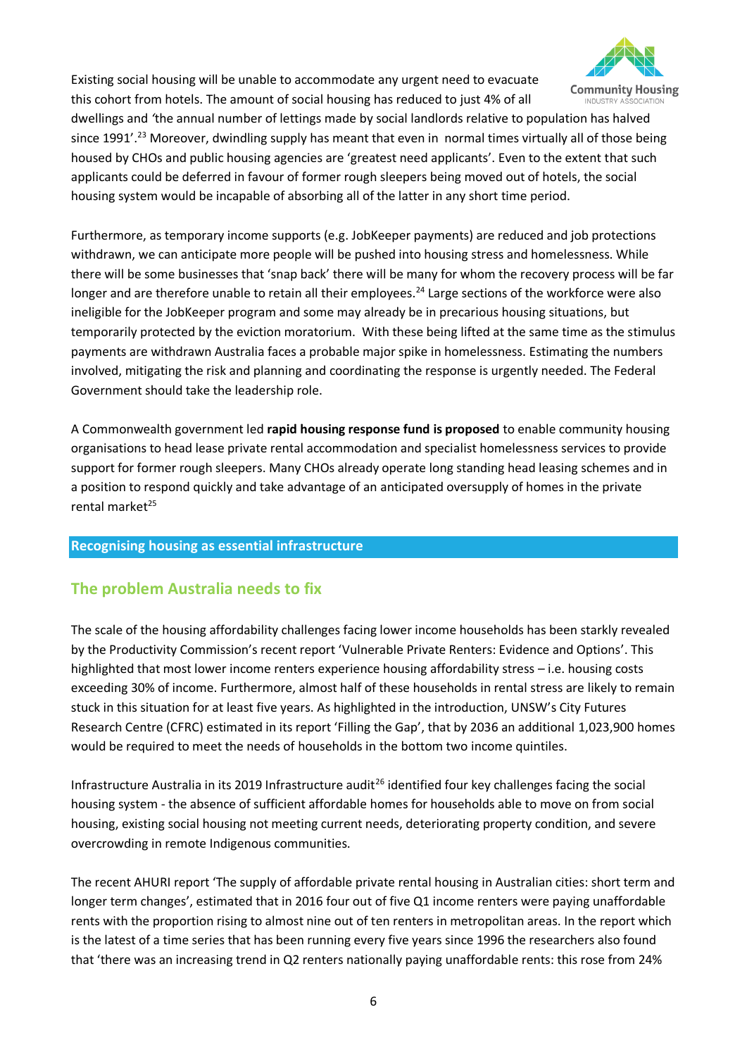Existing social housing will be unable to accommodate any urgent need to evacuate this cohort from hotels. The amount of social housing has reduced to just 4% of all dwellings and 'the annual number of lettings made by social landlords relative to population has halved since 1991'.[23] Moreover, dwindling supply has meant that even in normal times virtually all of those being housed by CHOs and public housing agencies are 'greatest need applicants'. Even to the extent that such applicants could be deferred in favour of former rough sleepers being moved out of hotels, the social housing system would be incapable of absorbing all of the latter in any short time period.

Furthermore, as temporary income supports (e.g. JobKeeper payments) are reduced and job protections withdrawn, we can anticipate more people will be pushed into housing stress and homelessness. While there will be some businesses that 'snap back' there will be many for whom the recovery process will be far longer and are therefore unable to retain all their employees.[24] Large sections of the workforce were also ineligible for the JobKeeper program and some may already be in precarious housing situations, but temporarily protected by the eviction moratorium. With these being lifted at the same time as the stimulus payments are withdrawn Australia faces a probable major spike in homelessness. Estimating the numbers involved, mitigating the risk and planning and coordinating the response is urgently needed. The Federal Government should take the leadership role.

A Commonwealth government led **rapid housing response fund is proposed** to enable community housing organisations to head lease private rental accommodation and specialist homelessness services to provide support for former rough sleepers. Many CHOs already operate long standing head leasing schemes and in a position to respond quickly and take advantage of an anticipated oversupply of homes in the private rental market[25]

## Recognising housing as essential infrastructure

### The problem Australia needs to fix

The scale of the housing affordability challenges facing lower income households has been starkly revealed by the Productivity Commission's recent report 'Vulnerable Private Renters: Evidence and Options'. This highlighted that most lower income renters experience housing affordability stress – i.e. housing costs exceeding 30% of income. Furthermore, almost half of these households in rental stress are likely to remain stuck in this situation for at least five years. As highlighted in the introduction, UNSW's City Futures Research Centre (CFRC) estimated in its report 'Filling the Gap', that by 2036 an additional 1,023,900 homes would be required to meet the needs of households in the bottom two income quintiles.

Infrastructure Australia in its 2019 Infrastructure audit[26] identified four key challenges facing the social housing system - the absence of sufficient affordable homes for households able to move on from social housing, existing social housing not meeting current needs, deteriorating property condition, and severe overcrowding in remote Indigenous communities.

The recent AHURI report 'The supply of affordable private rental housing in Australian cities: short term and longer term changes', estimated that in 2016 four out of five Q1 income renters were paying unaffordable rents with the proportion rising to almost nine out of ten renters in metropolitan areas. In the report which is the latest of a time series that has been running every five years since 1996 the researchers also found that 'there was an increasing trend in Q2 renters nationally paying unaffordable rents: this rose from 24%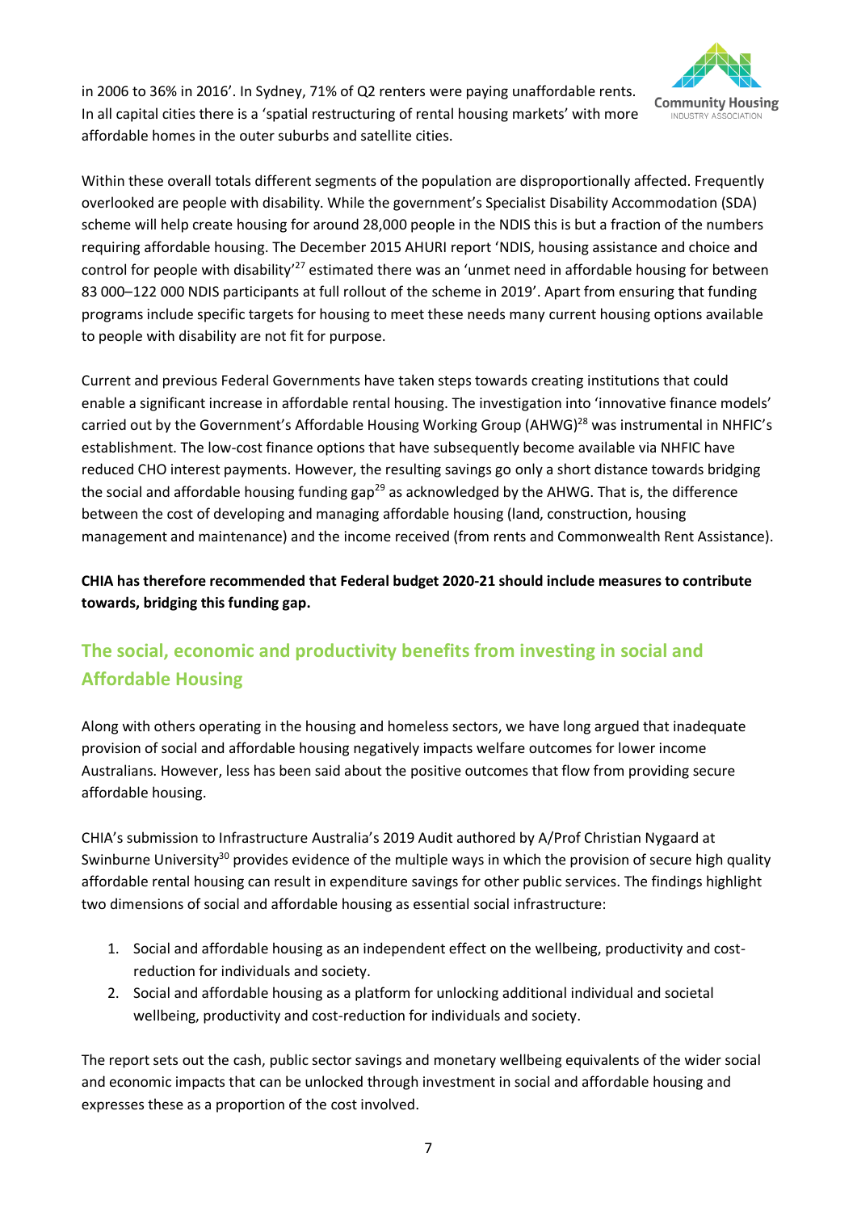in 2006 to 36% in 2016'. In Sydney, 71% of Q2 renters were paying unaffordable rents. In all capital cities there is a 'spatial restructuring of rental housing markets' with more affordable homes in the outer suburbs and satellite cities.

Within these overall totals different segments of the population are disproportionally affected. Frequently overlooked are people with disability. While the government's Specialist Disability Accommodation (SDA) scheme will help create housing for around 28,000 people in the NDIS this is but a fraction of the numbers requiring affordable housing. The December 2015 AHURI report 'NDIS, housing assistance and choice and control for people with disability'[27] estimated there was an 'unmet need in affordable housing for between 83 000–122 000 NDIS participants at full rollout of the scheme in 2019'. Apart from ensuring that funding programs include specific targets for housing to meet these needs many current housing options available to people with disability are not fit for purpose.

Current and previous Federal Governments have taken steps towards creating institutions that could enable a significant increase in affordable rental housing. The investigation into 'innovative finance models' carried out by the Government's Affordable Housing Working Group (AHWG)[28] was instrumental in NHFIC's establishment. The low-cost finance options that have subsequently become available via NHFIC have reduced CHO interest payments. However, the resulting savings go only a short distance towards bridging the social and affordable housing funding gap[29] as acknowledged by the AHWG. That is, the difference between the cost of developing and managing affordable housing (land, construction, housing management and maintenance) and the income received (from rents and Commonwealth Rent Assistance).

**CHIA has therefore recommended that Federal budget 2020-21 should include measures to contribute towards, bridging this funding gap.**

## The social, economic and productivity benefits from investing in social and Affordable Housing

Along with others operating in the housing and homeless sectors, we have long argued that inadequate provision of social and affordable housing negatively impacts welfare outcomes for lower income Australians. However, less has been said about the positive outcomes that flow from providing secure affordable housing.

CHIA's submission to Infrastructure Australia's 2019 Audit authored by A/Prof Christian Nygaard at Swinburne University[30] provides evidence of the multiple ways in which the provision of secure high quality affordable rental housing can result in expenditure savings for other public services. The findings highlight two dimensions of social and affordable housing as essential social infrastructure:

1. Social and affordable housing as an independent effect on the wellbeing, productivity and cost-reduction for individuals and society.
2. Social and affordable housing as a platform for unlocking additional individual and societal wellbeing, productivity and cost-reduction for individuals and society.

The report sets out the cash, public sector savings and monetary wellbeing equivalents of the wider social and economic impacts that can be unlocked through investment in social and affordable housing and expresses these as a proportion of the cost involved.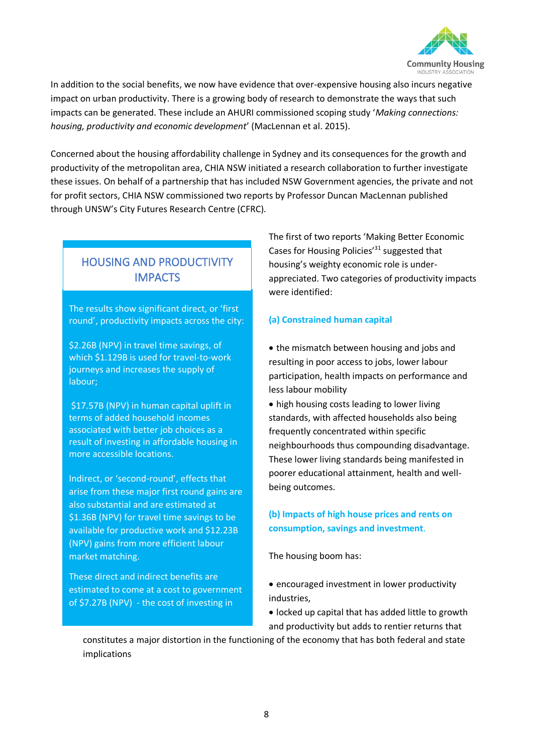In addition to the social benefits, we now have evidence that over-expensive housing also incurs negative impact on urban productivity. There is a growing body of research to demonstrate the ways that such impacts can be generated. These include an AHURI commissioned scoping study '*Making connections: housing, productivity and economic development*' (MacLennan et al. 2015).

Concerned about the housing affordability challenge in Sydney and its consequences for the growth and productivity of the metropolitan area, CHIA NSW initiated a research collaboration to further investigate these issues. On behalf of a partnership that has included NSW Government agencies, the private and not for profit sectors, CHIA NSW commissioned two reports by Professor Duncan MacLennan published through UNSW's City Futures Research Centre (CFRC).

## HOUSING AND PRODUCTIVITY IMPACTS

The results show significant direct, or 'first round', productivity impacts across the city:

$2.26B (NPV) in travel time savings, of which $1.129B is used for travel-to-work journeys and increases the supply of labour;

$17.57B (NPV) in human capital uplift in terms of added household incomes associated with better job choices as a result of investing in affordable housing in more accessible locations.

Indirect, or 'second-round', effects that arise from these major first round gains are also substantial and are estimated at $1.36B (NPV) for travel time savings to be available for productive work and $12.23B (NPV) gains from more efficient labour market matching.

These direct and indirect benefits are estimated to come at a cost to government of $7.27B (NPV) - the cost of investing in

The first of two reports 'Making Better Economic Cases for Housing Policies'[31] suggested that housing's weighty economic role is under-appreciated. Two categories of productivity impacts were identified:

**(a) Constrained human capital**

- the mismatch between housing and jobs and resulting in poor access to jobs, lower labour participation, health impacts on performance and less labour mobility
- high housing costs leading to lower living standards, with affected households also being frequently concentrated within specific neighbourhoods thus compounding disadvantage. These lower living standards being manifested in poorer educational attainment, health and well-being outcomes.

**(b) Impacts of high house prices and rents on consumption, savings and investment.**

The housing boom has:

- encouraged investment in lower productivity industries,
- locked up capital that has added little to growth and productivity but adds to rentier returns that constitutes a major distortion in the functioning of the economy that has both federal and state implications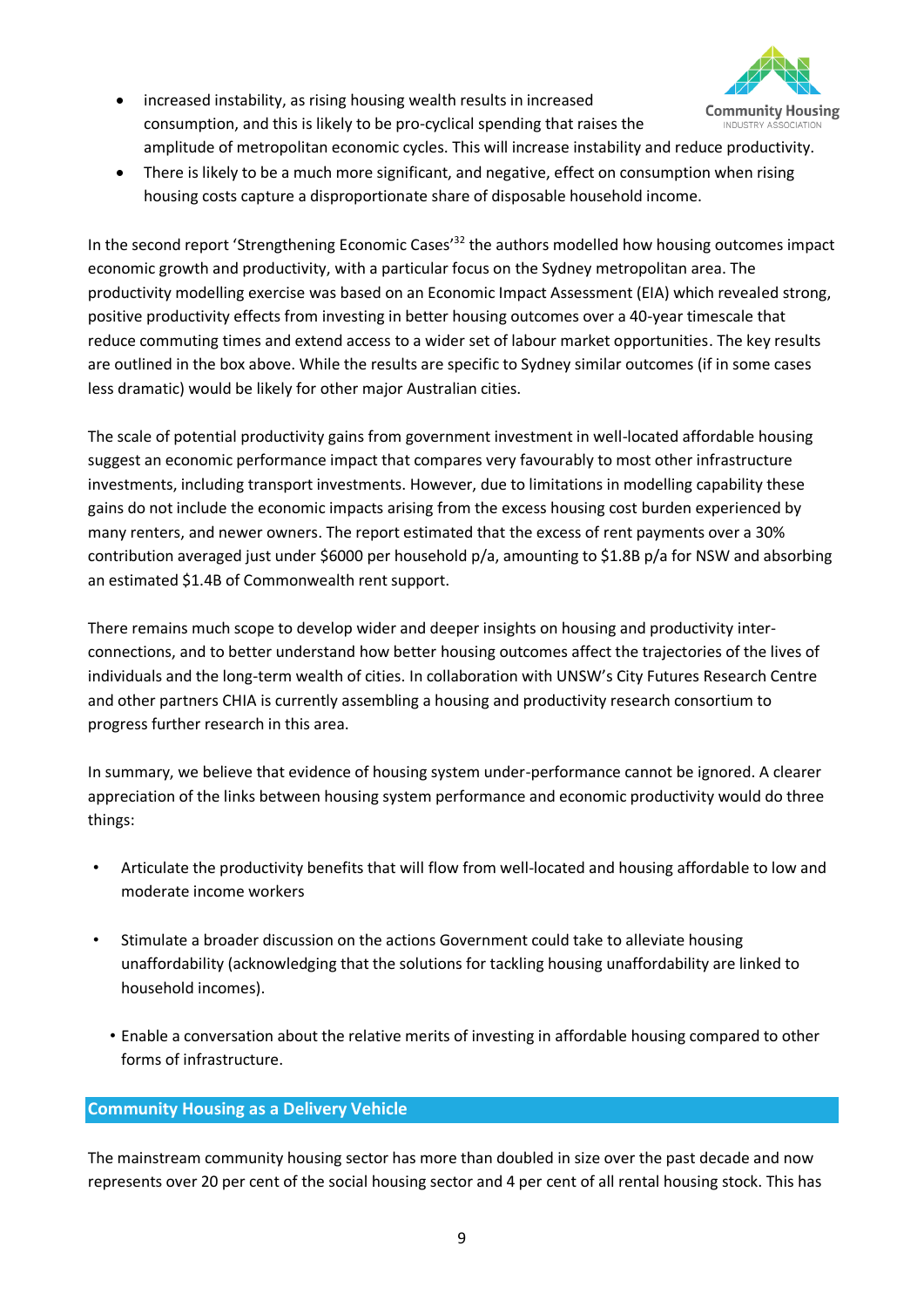- increased instability, as rising housing wealth results in increased consumption, and this is likely to be pro-cyclical spending that raises the amplitude of metropolitan economic cycles. This will increase instability and reduce productivity.
- There is likely to be a much more significant, and negative, effect on consumption when rising housing costs capture a disproportionate share of disposable household income.

In the second report 'Strengthening Economic Cases'[32] the authors modelled how housing outcomes impact economic growth and productivity, with a particular focus on the Sydney metropolitan area. The productivity modelling exercise was based on an Economic Impact Assessment (EIA) which revealed strong, positive productivity effects from investing in better housing outcomes over a 40-year timescale that reduce commuting times and extend access to a wider set of labour market opportunities. The key results are outlined in the box above. While the results are specific to Sydney similar outcomes (if in some cases less dramatic) would be likely for other major Australian cities.

The scale of potential productivity gains from government investment in well-located affordable housing suggest an economic performance impact that compares very favourably to most other infrastructure investments, including transport investments. However, due to limitations in modelling capability these gains do not include the economic impacts arising from the excess housing cost burden experienced by many renters, and newer owners. The report estimated that the excess of rent payments over a 30% contribution averaged just under $6000 per household p/a, amounting to $1.8B p/a for NSW and absorbing an estimated $1.4B of Commonwealth rent support.

There remains much scope to develop wider and deeper insights on housing and productivity inter-connections, and to better understand how better housing outcomes affect the trajectories of the lives of individuals and the long-term wealth of cities. In collaboration with UNSW's City Futures Research Centre and other partners CHIA is currently assembling a housing and productivity research consortium to progress further research in this area.

In summary, we believe that evidence of housing system under-performance cannot be ignored. A clearer appreciation of the links between housing system performance and economic productivity would do three things:

- Articulate the productivity benefits that will flow from well-located and housing affordable to low and moderate income workers
- Stimulate a broader discussion on the actions Government could take to alleviate housing unaffordability (acknowledging that the solutions for tackling housing unaffordability are linked to household incomes).
- Enable a conversation about the relative merits of investing in affordable housing compared to other forms of infrastructure.

## Community Housing as a Delivery Vehicle

The mainstream community housing sector has more than doubled in size over the past decade and now represents over 20 per cent of the social housing sector and 4 per cent of all rental housing stock. This has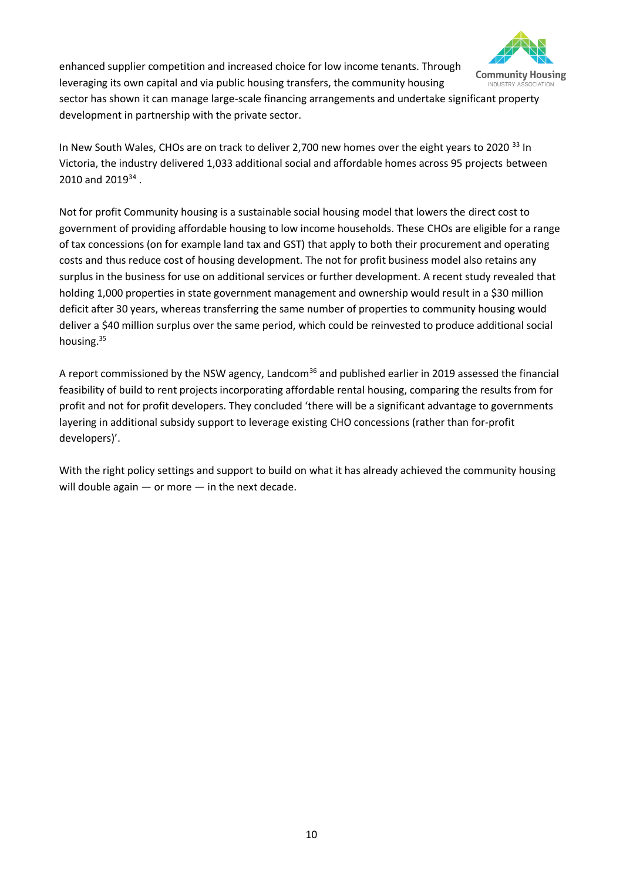enhanced supplier competition and increased choice for low income tenants. Through leveraging its own capital and via public housing transfers, the community housing sector has shown it can manage large-scale financing arrangements and undertake significant property development in partnership with the private sector.

In New South Wales, CHOs are on track to deliver 2,700 new homes over the eight years to 2020 [33] In Victoria, the industry delivered 1,033 additional social and affordable homes across 95 projects between 2010 and 2019[34] .

Not for profit Community housing is a sustainable social housing model that lowers the direct cost to government of providing affordable housing to low income households. These CHOs are eligible for a range of tax concessions (on for example land tax and GST) that apply to both their procurement and operating costs and thus reduce cost of housing development. The not for profit business model also retains any surplus in the business for use on additional services or further development. A recent study revealed that holding 1,000 properties in state government management and ownership would result in a $30 million deficit after 30 years, whereas transferring the same number of properties to community housing would deliver a $40 million surplus over the same period, which could be reinvested to produce additional social housing.[35]

A report commissioned by the NSW agency, Landcom[36] and published earlier in 2019 assessed the financial feasibility of build to rent projects incorporating affordable rental housing, comparing the results from for profit and not for profit developers. They concluded 'there will be a significant advantage to governments layering in additional subsidy support to leverage existing CHO concessions (rather than for-profit developers)'.

With the right policy settings and support to build on what it has already achieved the community housing will double again — or more — in the next decade.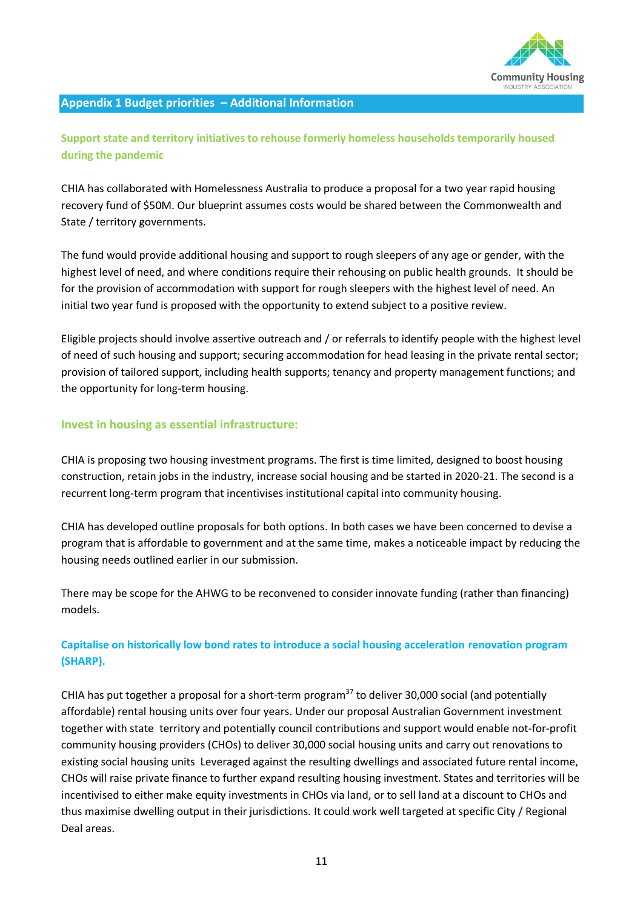## Appendix 1 Budget priorities – Additional Information

### Support state and territory initiatives to rehouse formerly homeless households temporarily housed during the pandemic

CHIA has collaborated with Homelessness Australia to produce a proposal for a two year rapid housing recovery fund of $50M. Our blueprint assumes costs would be shared between the Commonwealth and State / territory governments.

The fund would provide additional housing and support to rough sleepers of any age or gender, with the highest level of need, and where conditions require their rehousing on public health grounds. It should be for the provision of accommodation with support for rough sleepers with the highest level of need. An initial two year fund is proposed with the opportunity to extend subject to a positive review.

Eligible projects should involve assertive outreach and / or referrals to identify people with the highest level of need of such housing and support; securing accommodation for head leasing in the private rental sector; provision of tailored support, including health supports; tenancy and property management functions; and the opportunity for long-term housing.

### Invest in housing as essential infrastructure:

CHIA is proposing two housing investment programs. The first is time limited, designed to boost housing construction, retain jobs in the industry, increase social housing and be started in 2020-21. The second is a recurrent long-term program that incentivises institutional capital into community housing.

CHIA has developed outline proposals for both options. In both cases we have been concerned to devise a program that is affordable to government and at the same time, makes a noticeable impact by reducing the housing needs outlined earlier in our submission.

There may be scope for the AHWG to be reconvened to consider innovate funding (rather than financing) models.

### Capitalise on historically low bond rates to introduce a social housing acceleration renovation program (SHARP).

CHIA has put together a proposal for a short-term program[37] to deliver 30,000 social (and potentially affordable) rental housing units over four years. Under our proposal Australian Government investment together with state territory and potentially council contributions and support would enable not-for-profit community housing providers (CHOs) to deliver 30,000 social housing units and carry out renovations to existing social housing units Leveraged against the resulting dwellings and associated future rental income, CHOs will raise private finance to further expand resulting housing investment. States and territories will be incentivised to either make equity investments in CHOs via land, or to sell land at a discount to CHOs and thus maximise dwelling output in their jurisdictions. It could work well targeted at specific City / Regional Deal areas.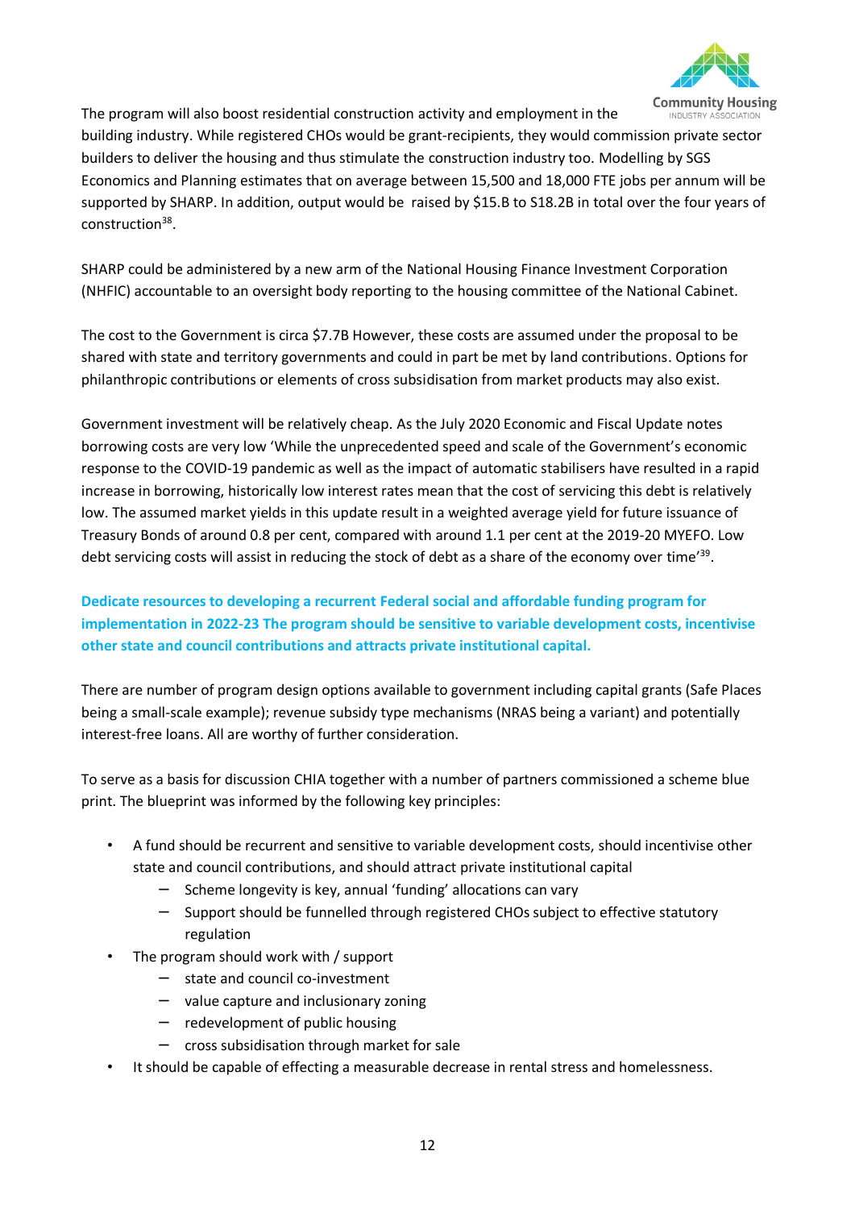The program will also boost residential construction activity and employment in the building industry. While registered CHOs would be grant-recipients, they would commission private sector builders to deliver the housing and thus stimulate the construction industry too. Modelling by SGS Economics and Planning estimates that on average between 15,500 and 18,000 FTE jobs per annum will be supported by SHARP. In addition, output would be raised by $15.B to S18.2B in total over the four years of construction[38].

SHARP could be administered by a new arm of the National Housing Finance Investment Corporation (NHFIC) accountable to an oversight body reporting to the housing committee of the National Cabinet.

The cost to the Government is circa $7.7B However, these costs are assumed under the proposal to be shared with state and territory governments and could in part be met by land contributions. Options for philanthropic contributions or elements of cross subsidisation from market products may also exist.

Government investment will be relatively cheap. As the July 2020 Economic and Fiscal Update notes borrowing costs are very low 'While the unprecedented speed and scale of the Government's economic response to the COVID-19 pandemic as well as the impact of automatic stabilisers have resulted in a rapid increase in borrowing, historically low interest rates mean that the cost of servicing this debt is relatively low. The assumed market yields in this update result in a weighted average yield for future issuance of Treasury Bonds of around 0.8 per cent, compared with around 1.1 per cent at the 2019-20 MYEFO. Low debt servicing costs will assist in reducing the stock of debt as a share of the economy over time'[39].

**Dedicate resources to developing a recurrent Federal social and affordable funding program for implementation in 2022-23 The program should be sensitive to variable development costs, incentivise other state and council contributions and attracts private institutional capital.**

There are number of program design options available to government including capital grants (Safe Places being a small-scale example); revenue subsidy type mechanisms (NRAS being a variant) and potentially interest-free loans. All are worthy of further consideration.

To serve as a basis for discussion CHIA together with a number of partners commissioned a scheme blue print. The blueprint was informed by the following key principles:

- A fund should be recurrent and sensitive to variable development costs, should incentivise other state and council contributions, and should attract private institutional capital
  - Scheme longevity is key, annual 'funding' allocations can vary
  - Support should be funnelled through registered CHOs subject to effective statutory regulation
- The program should work with / support
  - state and council co-investment
  - value capture and inclusionary zoning
  - redevelopment of public housing
  - cross subsidisation through market for sale
- It should be capable of effecting a measurable decrease in rental stress and homelessness.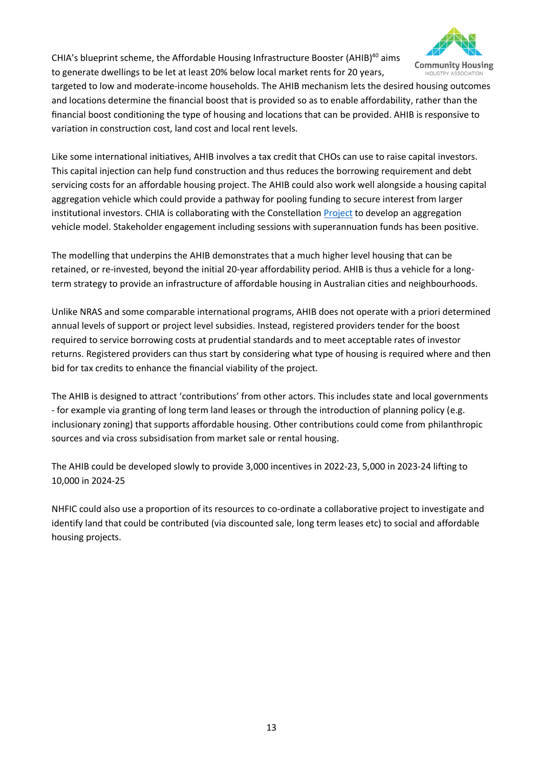CHIA's blueprint scheme, the Affordable Housing Infrastructure Booster (AHIB)[40] aims to generate dwellings to be let at least 20% below local market rents for 20 years, targeted to low and moderate-income households. The AHIB mechanism lets the desired housing outcomes and locations determine the financial boost that is provided so as to enable affordability, rather than the financial boost conditioning the type of housing and locations that can be provided. AHIB is responsive to variation in construction cost, land cost and local rent levels.

Like some international initiatives, AHIB involves a tax credit that CHOs can use to raise capital investors. This capital injection can help fund construction and thus reduces the borrowing requirement and debt servicing costs for an affordable housing project. The AHIB could also work well alongside a housing capital aggregation vehicle which could provide a pathway for pooling funding to secure interest from larger institutional investors. CHIA is collaborating with the Constellation Project to develop an aggregation vehicle model. Stakeholder engagement including sessions with superannuation funds has been positive.

The modelling that underpins the AHIB demonstrates that a much higher level housing that can be retained, or re-invested, beyond the initial 20-year affordability period. AHIB is thus a vehicle for a long-term strategy to provide an infrastructure of affordable housing in Australian cities and neighbourhoods.

Unlike NRAS and some comparable international programs, AHIB does not operate with a priori determined annual levels of support or project level subsidies. Instead, registered providers tender for the boost required to service borrowing costs at prudential standards and to meet acceptable rates of investor returns. Registered providers can thus start by considering what type of housing is required where and then bid for tax credits to enhance the financial viability of the project.

The AHIB is designed to attract 'contributions' from other actors. This includes state and local governments - for example via granting of long term land leases or through the introduction of planning policy (e.g. inclusionary zoning) that supports affordable housing. Other contributions could come from philanthropic sources and via cross subsidisation from market sale or rental housing.

The AHIB could be developed slowly to provide 3,000 incentives in 2022-23, 5,000 in 2023-24 lifting to 10,000 in 2024-25

NHFIC could also use a proportion of its resources to co-ordinate a collaborative project to investigate and identify land that could be contributed (via discounted sale, long term leases etc) to social and affordable housing projects.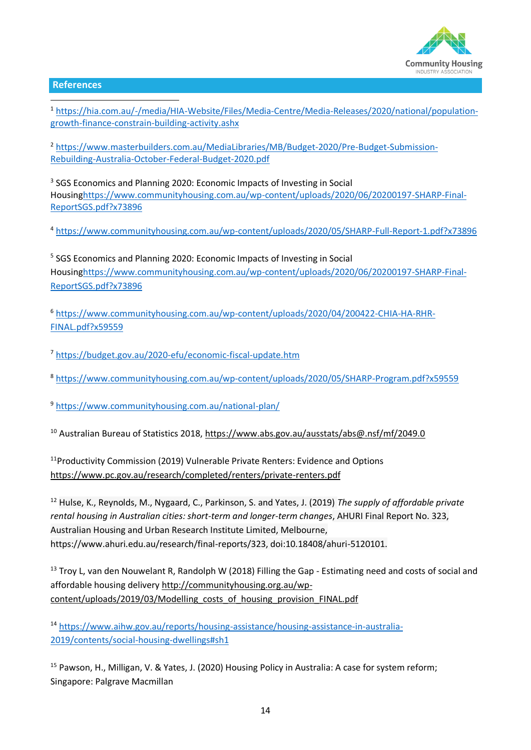## References

[1] https://hia.com.au/-/media/HIA-Website/Files/Media-Centre/Media-Releases/2020/national/population-growth-finance-constrain-building-activity.ashx

[2] https://www.masterbuilders.com.au/MediaLibraries/MB/Budget-2020/Pre-Budget-Submission-Rebuilding-Australia-October-Federal-Budget-2020.pdf

[3] SGS Economics and Planning 2020: Economic Impacts of Investing in Social Housinghttps://www.communityhousing.com.au/wp-content/uploads/2020/06/20200197-SHARP-Final-ReportSGS.pdf?x73896

[4] https://www.communityhousing.com.au/wp-content/uploads/2020/05/SHARP-Full-Report-1.pdf?x73896

[5] SGS Economics and Planning 2020: Economic Impacts of Investing in Social Housinghttps://www.communityhousing.com.au/wp-content/uploads/2020/06/20200197-SHARP-Final-ReportSGS.pdf?x73896

[6] https://www.communityhousing.com.au/wp-content/uploads/2020/04/200422-CHIA-HA-RHR-FINAL.pdf?x59559

[7] https://budget.gov.au/2020-efu/economic-fiscal-update.htm

[8] https://www.communityhousing.com.au/wp-content/uploads/2020/05/SHARP-Program.pdf?x59559

[9] https://www.communityhousing.com.au/national-plan/

[10] Australian Bureau of Statistics 2018, https://www.abs.gov.au/ausstats/abs@.nsf/mf/2049.0

[11] Productivity Commission (2019) Vulnerable Private Renters: Evidence and Options https://www.pc.gov.au/research/completed/renters/private-renters.pdf

[12] Hulse, K., Reynolds, M., Nygaard, C., Parkinson, S. and Yates, J. (2019) *The supply of affordable private rental housing in Australian cities: short-term and longer-term changes*, AHURI Final Report No. 323, Australian Housing and Urban Research Institute Limited, Melbourne, https://www.ahuri.edu.au/research/final-reports/323, doi:10.18408/ahuri-5120101.

[13] Troy L, van den Nouwelant R, Randolph W (2018) Filling the Gap - Estimating need and costs of social and affordable housing delivery http://communityhousing.org.au/wp-content/uploads/2019/03/Modelling_costs_of_housing_provision_FINAL.pdf

[14] https://www.aihw.gov.au/reports/housing-assistance/housing-assistance-in-australia-2019/contents/social-housing-dwellings#sh1

[15] Pawson, H., Milligan, V. & Yates, J. (2020) Housing Policy in Australia: A case for system reform; Singapore: Palgrave Macmillan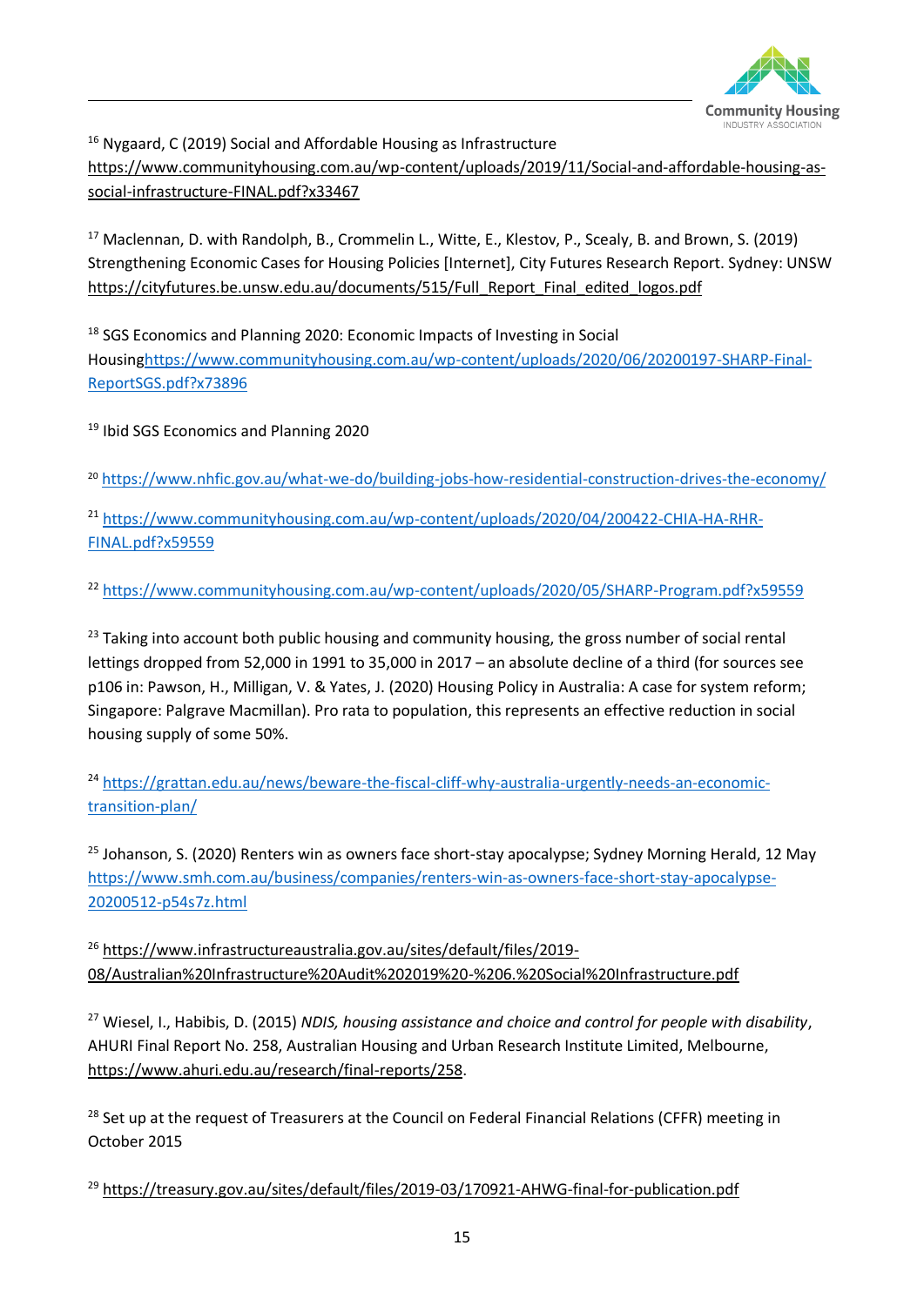[16] Nygaard, C (2019) Social and Affordable Housing as Infrastructure https://www.communityhousing.com.au/wp-content/uploads/2019/11/Social-and-affordable-housing-as-social-infrastructure-FINAL.pdf?x33467

[17] Maclennan, D. with Randolph, B., Crommelin L., Witte, E., Klestov, P., Scealy, B. and Brown, S. (2019) Strengthening Economic Cases for Housing Policies [Internet], City Futures Research Report. Sydney: UNSW https://cityfutures.be.unsw.edu.au/documents/515/Full_Report_Final_edited_logos.pdf

[18] SGS Economics and Planning 2020: Economic Impacts of Investing in Social Housinghttps://www.communityhousing.com.au/wp-content/uploads/2020/06/20200197-SHARP-Final-ReportSGS.pdf?x73896

[19] Ibid SGS Economics and Planning 2020

[20] https://www.nhfic.gov.au/what-we-do/building-jobs-how-residential-construction-drives-the-economy/

[21] https://www.communityhousing.com.au/wp-content/uploads/2020/04/200422-CHIA-HA-RHR-FINAL.pdf?x59559

[22] https://www.communityhousing.com.au/wp-content/uploads/2020/05/SHARP-Program.pdf?x59559

[23] Taking into account both public housing and community housing, the gross number of social rental lettings dropped from 52,000 in 1991 to 35,000 in 2017 – an absolute decline of a third (for sources see p106 in: Pawson, H., Milligan, V. & Yates, J. (2020) Housing Policy in Australia: A case for system reform; Singapore: Palgrave Macmillan). Pro rata to population, this represents an effective reduction in social housing supply of some 50%.

[24] https://grattan.edu.au/news/beware-the-fiscal-cliff-why-australia-urgently-needs-an-economic-transition-plan/

[25] Johanson, S. (2020) Renters win as owners face short-stay apocalypse; Sydney Morning Herald, 12 May https://www.smh.com.au/business/companies/renters-win-as-owners-face-short-stay-apocalypse-20200512-p54s7z.html

[26] https://www.infrastructureaustralia.gov.au/sites/default/files/2019-08/Australian%20Infrastructure%20Audit%202019%20-%206.%20Social%20Infrastructure.pdf

[27] Wiesel, I., Habibis, D. (2015) *NDIS, housing assistance and choice and control for people with disability*, AHURI Final Report No. 258, Australian Housing and Urban Research Institute Limited, Melbourne, https://www.ahuri.edu.au/research/final-reports/258.

[28] Set up at the request of Treasurers at the Council on Federal Financial Relations (CFFR) meeting in October 2015

[29] https://treasury.gov.au/sites/default/files/2019-03/170921-AHWG-final-for-publication.pdf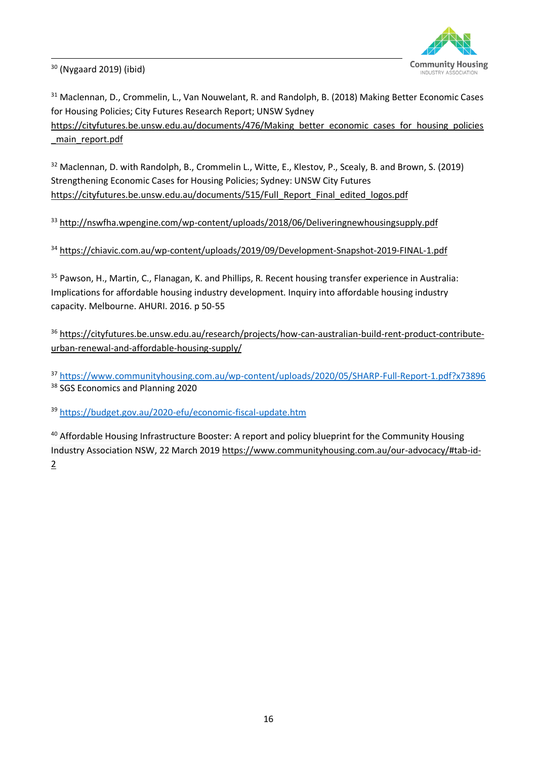[30] (Nygaard 2019) (ibid)

[31] Maclennan, D., Crommelin, L., Van Nouwelant, R. and Randolph, B. (2018) Making Better Economic Cases for Housing Policies; City Futures Research Report; UNSW Sydney https://cityfutures.be.unsw.edu.au/documents/476/Making_better_economic_cases_for_housing_policies_main_report.pdf

[32] Maclennan, D. with Randolph, B., Crommelin L., Witte, E., Klestov, P., Scealy, B. and Brown, S. (2019) Strengthening Economic Cases for Housing Policies; Sydney: UNSW City Futures https://cityfutures.be.unsw.edu.au/documents/515/Full_Report_Final_edited_logos.pdf

[33] http://nswfha.wpengine.com/wp-content/uploads/2018/06/Deliveringnewhousingsupply.pdf

[34] https://chiavic.com.au/wp-content/uploads/2019/09/Development-Snapshot-2019-FINAL-1.pdf

[35] Pawson, H., Martin, C., Flanagan, K. and Phillips, R. Recent housing transfer experience in Australia: Implications for affordable housing industry development. Inquiry into affordable housing industry capacity. Melbourne. AHURI. 2016. p 50-55

[36] https://cityfutures.be.unsw.edu.au/research/projects/how-can-australian-build-rent-product-contribute-urban-renewal-and-affordable-housing-supply/

[37] https://www.communityhousing.com.au/wp-content/uploads/2020/05/SHARP-Full-Report-1.pdf?x73896

[38] SGS Economics and Planning 2020

[39] https://budget.gov.au/2020-efu/economic-fiscal-update.htm

[40] Affordable Housing Infrastructure Booster: A report and policy blueprint for the Community Housing Industry Association NSW, 22 March 2019 https://www.communityhousing.com.au/our-advocacy/#tab-id-2